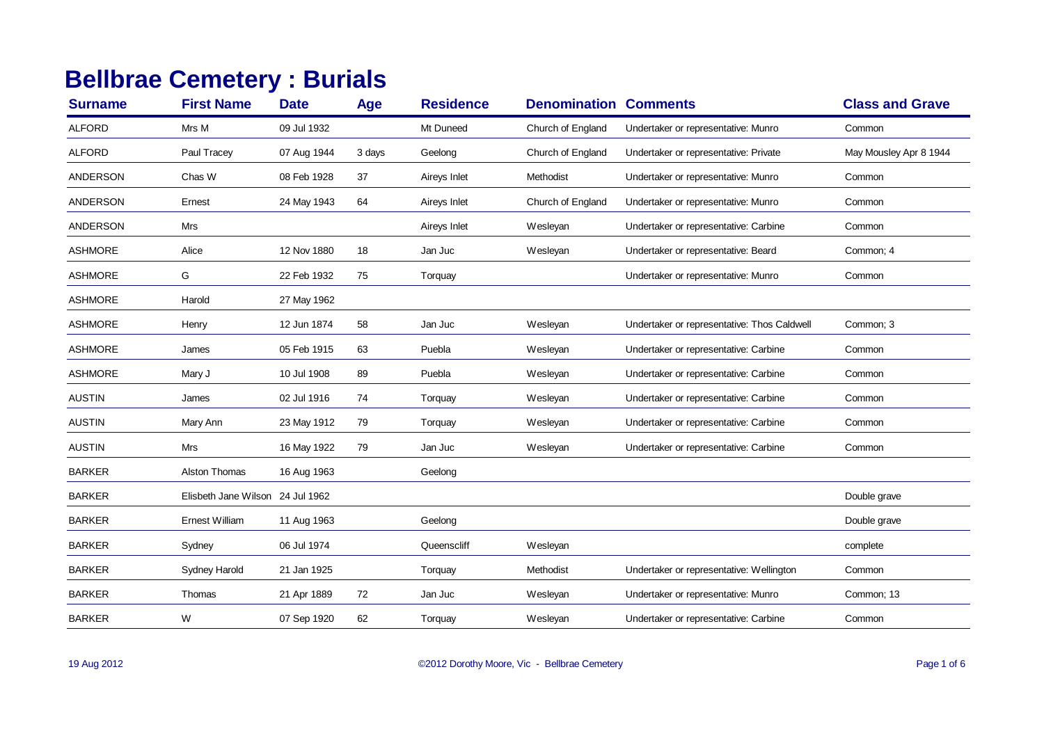# Bellbrae Cemetery : Burials

| Surname | First Name | Date | Age | Residence | Denomination | Comments | Class and Grave |
|---|---|---|---|---|---|---|---|
| ALFORD | Mrs M | 09 Jul 1932 | | Mt Duneed | Church of England | Undertaker or representative: Munro | Common |
| ALFORD | Paul Tracey | 07 Aug 1944 | 3 days | Geelong | Church of England | Undertaker or representative: Private | May Mousley Apr 8 1944 |
| ANDERSON | Chas W | 08 Feb 1928 | 37 | Aireys Inlet | Methodist | Undertaker or representative: Munro | Common |
| ANDERSON | Ernest | 24 May 1943 | 64 | Aireys Inlet | Church of England | Undertaker or representative: Munro | Common |
| ANDERSON | Mrs | | | Aireys Inlet | Wesleyan | Undertaker or representative: Carbine | Common |
| ASHMORE | Alice | 12 Nov 1880 | 18 | Jan Juc | Wesleyan | Undertaker or representative: Beard | Common; 4 |
| ASHMORE | G | 22 Feb 1932 | 75 | Torquay | | Undertaker or representative: Munro | Common |
| ASHMORE | Harold | 27 May 1962 | | | | | |
| ASHMORE | Henry | 12 Jun 1874 | 58 | Jan Juc | Wesleyan | Undertaker or representative: Thos Caldwell | Common; 3 |
| ASHMORE | James | 05 Feb 1915 | 63 | Puebla | Wesleyan | Undertaker or representative: Carbine | Common |
| ASHMORE | Mary J | 10 Jul 1908 | 89 | Puebla | Wesleyan | Undertaker or representative: Carbine | Common |
| AUSTIN | James | 02 Jul 1916 | 74 | Torquay | Wesleyan | Undertaker or representative: Carbine | Common |
| AUSTIN | Mary Ann | 23 May 1912 | 79 | Torquay | Wesleyan | Undertaker or representative: Carbine | Common |
| AUSTIN | Mrs | 16 May 1922 | 79 | Jan Juc | Wesleyan | Undertaker or representative: Carbine | Common |
| BARKER | Alston Thomas | 16 Aug 1963 | | Geelong | | | |
| BARKER | Elisbeth Jane Wilson | 24 Jul 1962 | | | | | Double grave |
| BARKER | Ernest William | 11 Aug 1963 | | Geelong | | | Double grave |
| BARKER | Sydney | 06 Jul 1974 | | Queenscliff | Wesleyan | | complete |
| BARKER | Sydney Harold | 21 Jan 1925 | | Torquay | Methodist | Undertaker or representative: Wellington | Common |
| BARKER | Thomas | 21 Apr 1889 | 72 | Jan Juc | Wesleyan | Undertaker or representative: Munro | Common; 13 |
| BARKER | W | 07 Sep 1920 | 62 | Torquay | Wesleyan | Undertaker or representative: Carbine | Common |

19 Aug 2012 ©2012 Dorothy Moore, Vic - Bellbrae Cemetery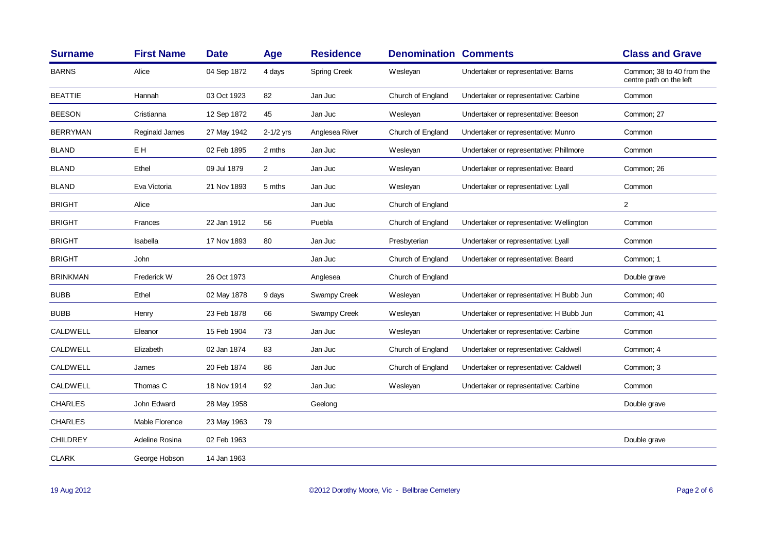| Surname | First Name | Date | Age | Residence | Denomination | Comments | Class and Grave |
|---|---|---|---|---|---|---|---|
| BARNS | Alice | 04 Sep 1872 | 4 days | Spring Creek | Wesleyan | Undertaker or representative: Barns | Common; 38 to 40 from the centre path on the left |
| BEATTIE | Hannah | 03 Oct 1923 | 82 | Jan Juc | Church of England | Undertaker or representative: Carbine | Common |
| BEESON | Cristianna | 12 Sep 1872 | 45 | Jan Juc | Wesleyan | Undertaker or representative: Beeson | Common; 27 |
| BERRYMAN | Reginald James | 27 May 1942 | 2-1/2 yrs | Anglesea River | Church of England | Undertaker or representative: Munro | Common |
| BLAND | E H | 02 Feb 1895 | 2 mths | Jan Juc | Wesleyan | Undertaker or representative: Phillmore | Common |
| BLAND | Ethel | 09 Jul 1879 | 2 | Jan Juc | Wesleyan | Undertaker or representative: Beard | Common; 26 |
| BLAND | Eva Victoria | 21 Nov 1893 | 5 mths | Jan Juc | Wesleyan | Undertaker or representative: Lyall | Common |
| BRIGHT | Alice | | | Jan Juc | Church of England | | 2 |
| BRIGHT | Frances | 22 Jan 1912 | 56 | Puebla | Church of England | Undertaker or representative: Wellington | Common |
| BRIGHT | Isabella | 17 Nov 1893 | 80 | Jan Juc | Presbyterian | Undertaker or representative: Lyall | Common |
| BRIGHT | John | | | Jan Juc | Church of England | Undertaker or representative: Beard | Common; 1 |
| BRINKMAN | Frederick W | 26 Oct 1973 | | Anglesea | Church of England | | Double grave |
| BUBB | Ethel | 02 May 1878 | 9 days | Swampy Creek | Wesleyan | Undertaker or representative: H Bubb Jun | Common; 40 |
| BUBB | Henry | 23 Feb 1878 | 66 | Swampy Creek | Wesleyan | Undertaker or representative: H Bubb Jun | Common; 41 |
| CALDWELL | Eleanor | 15 Feb 1904 | 73 | Jan Juc | Wesleyan | Undertaker or representative: Carbine | Common |
| CALDWELL | Elizabeth | 02 Jan 1874 | 83 | Jan Juc | Church of England | Undertaker or representative: Caldwell | Common; 4 |
| CALDWELL | James | 20 Feb 1874 | 86 | Jan Juc | Church of England | Undertaker or representative: Caldwell | Common; 3 |
| CALDWELL | Thomas C | 18 Nov 1914 | 92 | Jan Juc | Wesleyan | Undertaker or representative: Carbine | Common |
| CHARLES | John Edward | 28 May 1958 | | Geelong | | | Double grave |
| CHARLES | Mable Florence | 23 May 1963 | 79 | | | | |
| CHILDREY | Adeline Rosina | 02 Feb 1963 | | | | | Double grave |
| CLARK | George Hobson | 14 Jan 1963 | | | | | |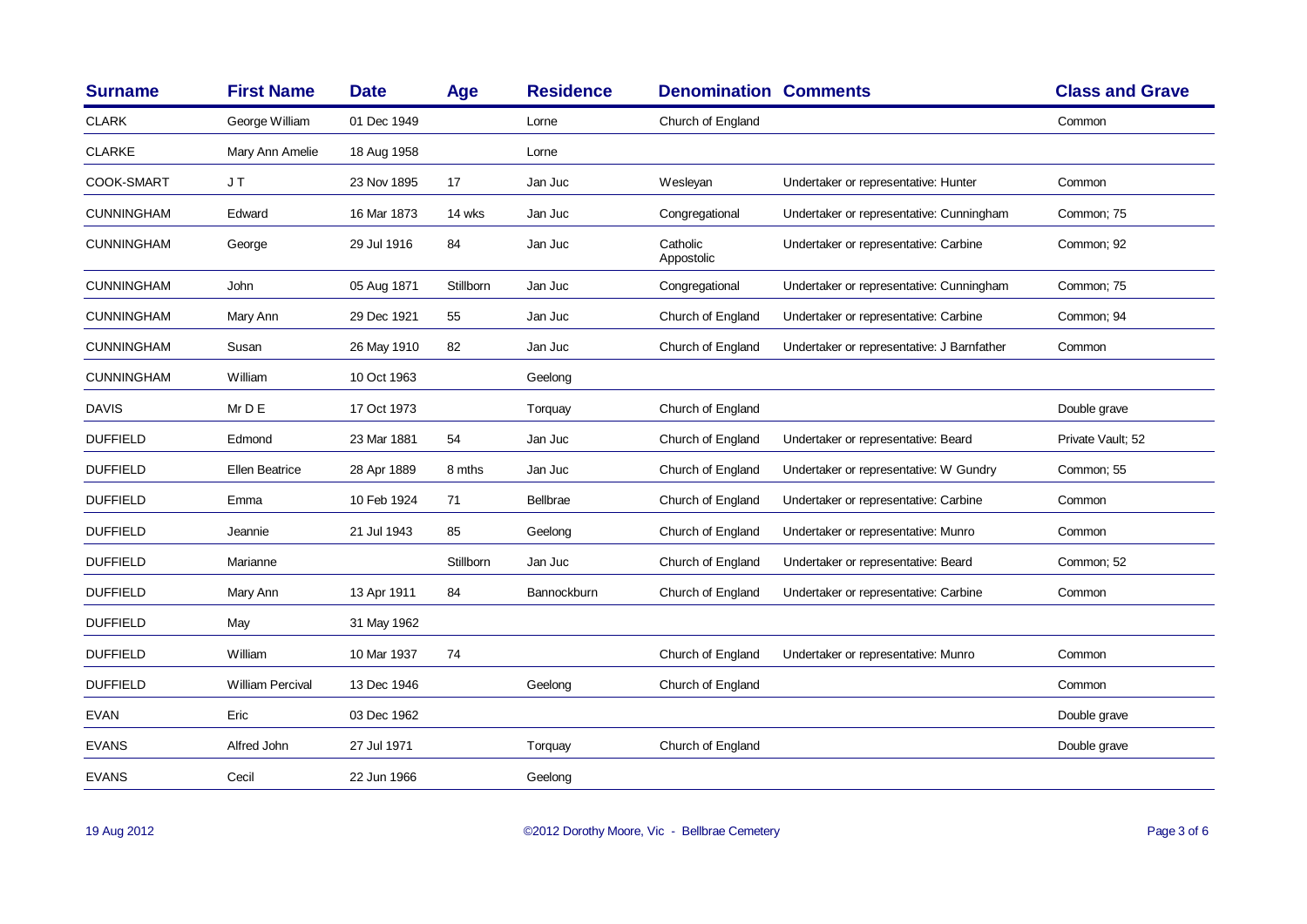| Surname | First Name | Date | Age | Residence | Denomination | Comments | Class and Grave |
|---|---|---|---|---|---|---|---|
| CLARK | George William | 01 Dec 1949 | | Lorne | Church of England | | Common |
| CLARKE | Mary Ann Amelie | 18 Aug 1958 | | Lorne | | | |
| COOK-SMART | J T | 23 Nov 1895 | 17 | Jan Juc | Wesleyan | Undertaker or representative: Hunter | Common |
| CUNNINGHAM | Edward | 16 Mar 1873 | 14 wks | Jan Juc | Congregational | Undertaker or representative: Cunningham | Common; 75 |
| CUNNINGHAM | George | 29 Jul 1916 | 84 | Jan Juc | Catholic Appostolic | Undertaker or representative: Carbine | Common; 92 |
| CUNNINGHAM | John | 05 Aug 1871 | Stillborn | Jan Juc | Congregational | Undertaker or representative: Cunningham | Common; 75 |
| CUNNINGHAM | Mary Ann | 29 Dec 1921 | 55 | Jan Juc | Church of England | Undertaker or representative: Carbine | Common; 94 |
| CUNNINGHAM | Susan | 26 May 1910 | 82 | Jan Juc | Church of England | Undertaker or representative: J Barnfather | Common |
| CUNNINGHAM | William | 10 Oct 1963 | | Geelong | | | |
| DAVIS | Mr D E | 17 Oct 1973 | | Torquay | Church of England | | Double grave |
| DUFFIELD | Edmond | 23 Mar 1881 | 54 | Jan Juc | Church of England | Undertaker or representative: Beard | Private Vault; 52 |
| DUFFIELD | Ellen Beatrice | 28 Apr 1889 | 8 mths | Jan Juc | Church of England | Undertaker or representative: W Gundry | Common; 55 |
| DUFFIELD | Emma | 10 Feb 1924 | 71 | Bellbrae | Church of England | Undertaker or representative: Carbine | Common |
| DUFFIELD | Jeannie | 21 Jul 1943 | 85 | Geelong | Church of England | Undertaker or representative: Munro | Common |
| DUFFIELD | Marianne | | Stillborn | Jan Juc | Church of England | Undertaker or representative: Beard | Common; 52 |
| DUFFIELD | Mary Ann | 13 Apr 1911 | 84 | Bannockburn | Church of England | Undertaker or representative: Carbine | Common |
| DUFFIELD | May | 31 May 1962 | | | | | |
| DUFFIELD | William | 10 Mar 1937 | 74 | | Church of England | Undertaker or representative: Munro | Common |
| DUFFIELD | William Percival | 13 Dec 1946 | | Geelong | Church of England | | Common |
| EVAN | Eric | 03 Dec 1962 | | | | | Double grave |
| EVANS | Alfred John | 27 Jul 1971 | | Torquay | Church of England | | Double grave |
| EVANS | Cecil | 22 Jun 1966 | | Geelong | | | |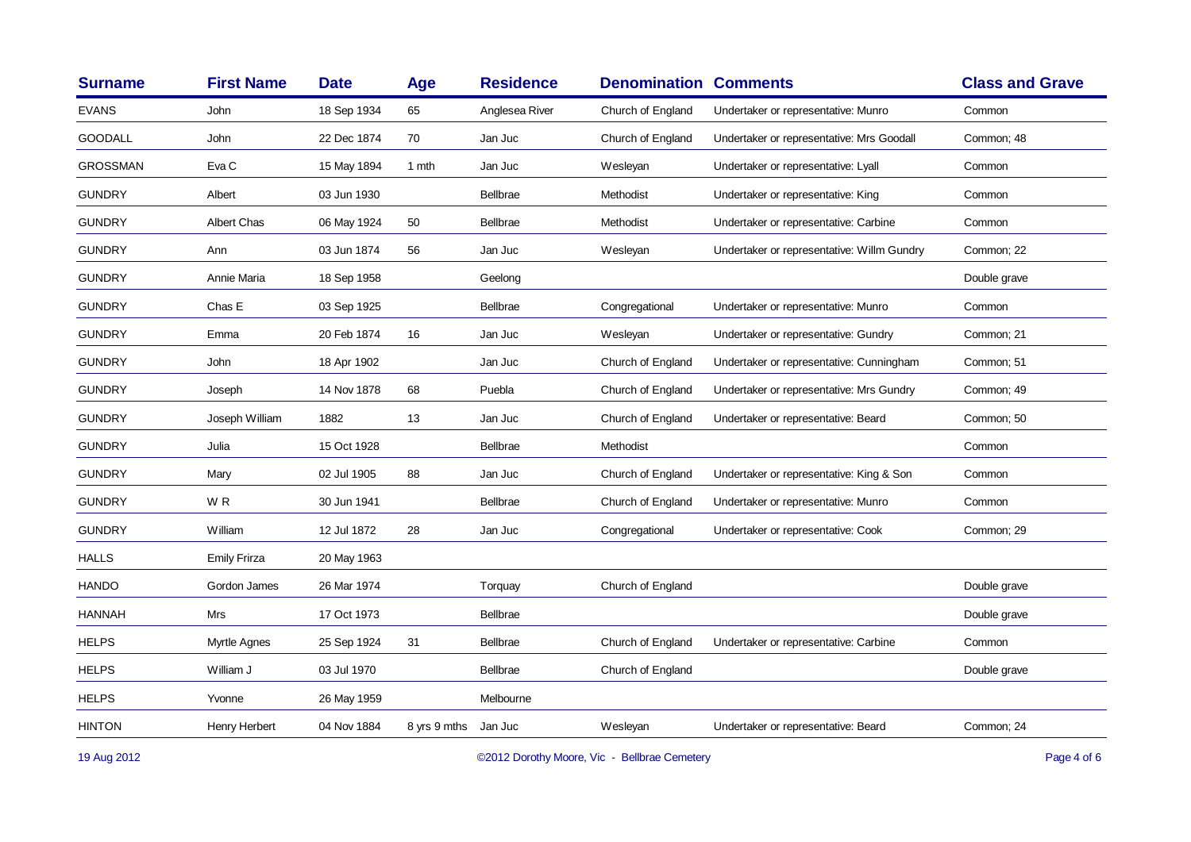| Surname | First Name | Date | Age | Residence | Denomination | Comments | Class and Grave |
|---|---|---|---|---|---|---|---|
| EVANS | John | 18 Sep 1934 | 65 | Anglesea River | Church of England | Undertaker or representative: Munro | Common |
| GOODALL | John | 22 Dec 1874 | 70 | Jan Juc | Church of England | Undertaker or representative: Mrs Goodall | Common; 48 |
| GROSSMAN | Eva C | 15 May 1894 | 1 mth | Jan Juc | Wesleyan | Undertaker or representative: Lyall | Common |
| GUNDRY | Albert | 03 Jun 1930 | | Bellbrae | Methodist | Undertaker or representative: King | Common |
| GUNDRY | Albert Chas | 06 May 1924 | 50 | Bellbrae | Methodist | Undertaker or representative: Carbine | Common |
| GUNDRY | Ann | 03 Jun 1874 | 56 | Jan Juc | Wesleyan | Undertaker or representative: Willm Gundry | Common; 22 |
| GUNDRY | Annie Maria | 18 Sep 1958 | | Geelong | | | Double grave |
| GUNDRY | Chas E | 03 Sep 1925 | | Bellbrae | Congregational | Undertaker or representative: Munro | Common |
| GUNDRY | Emma | 20 Feb 1874 | 16 | Jan Juc | Wesleyan | Undertaker or representative: Gundry | Common; 21 |
| GUNDRY | John | 18 Apr 1902 | | Jan Juc | Church of England | Undertaker or representative: Cunningham | Common; 51 |
| GUNDRY | Joseph | 14 Nov 1878 | 68 | Puebla | Church of England | Undertaker or representative: Mrs Gundry | Common; 49 |
| GUNDRY | Joseph William | 1882 | 13 | Jan Juc | Church of England | Undertaker or representative: Beard | Common; 50 |
| GUNDRY | Julia | 15 Oct 1928 | | Bellbrae | Methodist | | Common |
| GUNDRY | Mary | 02 Jul 1905 | 88 | Jan Juc | Church of England | Undertaker or representative: King & Son | Common |
| GUNDRY | W R | 30 Jun 1941 | | Bellbrae | Church of England | Undertaker or representative: Munro | Common |
| GUNDRY | William | 12 Jul 1872 | 28 | Jan Juc | Congregational | Undertaker or representative: Cook | Common; 29 |
| HALLS | Emily Frirza | 20 May 1963 | | | | | |
| HANDO | Gordon James | 26 Mar 1974 | | Torquay | Church of England | | Double grave |
| HANNAH | Mrs | 17 Oct 1973 | | Bellbrae | | | Double grave |
| HELPS | Myrtle Agnes | 25 Sep 1924 | 31 | Bellbrae | Church of England | Undertaker or representative: Carbine | Common |
| HELPS | William J | 03 Jul 1970 | | Bellbrae | Church of England | | Double grave |
| HELPS | Yvonne | 26 May 1959 | | Melbourne | | | |
| HINTON | Henry Herbert | 04 Nov 1884 | 8 yrs 9 mths | Jan Juc | Wesleyan | Undertaker or representative: Beard | Common; 24 |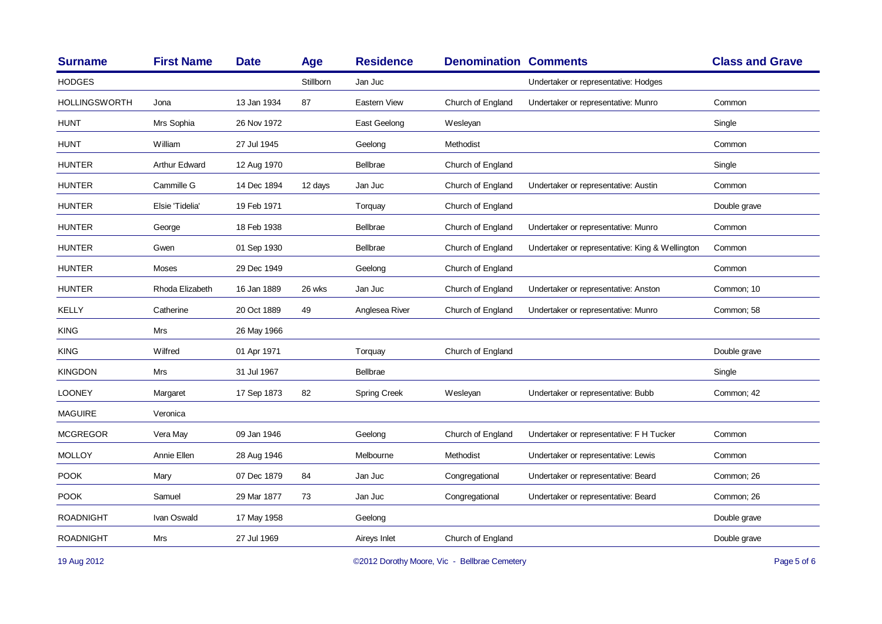| Surname | First Name | Date | Age | Residence | Denomination | Comments | Class and Grave |
|---|---|---|---|---|---|---|---|
| HODGES | | | Stillborn | Jan Juc | | Undertaker or representative: Hodges | |
| HOLLINGSWORTH | Jona | 13 Jan 1934 | 87 | Eastern View | Church of England | Undertaker or representative: Munro | Common |
| HUNT | Mrs Sophia | 26 Nov 1972 | | East Geelong | Wesleyan | | Single |
| HUNT | William | 27 Jul 1945 | | Geelong | Methodist | | Common |
| HUNTER | Arthur Edward | 12 Aug 1970 | | Bellbrae | Church of England | | Single |
| HUNTER | Cammille G | 14 Dec 1894 | 12 days | Jan Juc | Church of England | Undertaker or representative: Austin | Common |
| HUNTER | Elsie 'Tidelia' | 19 Feb 1971 | | Torquay | Church of England | | Double grave |
| HUNTER | George | 18 Feb 1938 | | Bellbrae | Church of England | Undertaker or representative: Munro | Common |
| HUNTER | Gwen | 01 Sep 1930 | | Bellbrae | Church of England | Undertaker or representative: King & Wellington | Common |
| HUNTER | Moses | 29 Dec 1949 | | Geelong | Church of England | | Common |
| HUNTER | Rhoda Elizabeth | 16 Jan 1889 | 26 wks | Jan Juc | Church of England | Undertaker or representative: Anston | Common; 10 |
| KELLY | Catherine | 20 Oct 1889 | 49 | Anglesea River | Church of England | Undertaker or representative: Munro | Common; 58 |
| KING | Mrs | 26 May 1966 | | | | | |
| KING | Wilfred | 01 Apr 1971 | | Torquay | Church of England | | Double grave |
| KINGDON | Mrs | 31 Jul 1967 | | Bellbrae | | | Single |
| LOONEY | Margaret | 17 Sep 1873 | 82 | Spring Creek | Wesleyan | Undertaker or representative: Bubb | Common; 42 |
| MAGUIRE | Veronica | | | | | | |
| MCGREGOR | Vera May | 09 Jan 1946 | | Geelong | Church of England | Undertaker or representative: F H Tucker | Common |
| MOLLOY | Annie Ellen | 28 Aug 1946 | | Melbourne | Methodist | Undertaker or representative: Lewis | Common |
| POOK | Mary | 07 Dec 1879 | 84 | Jan Juc | Congregational | Undertaker or representative: Beard | Common; 26 |
| POOK | Samuel | 29 Mar 1877 | 73 | Jan Juc | Congregational | Undertaker or representative: Beard | Common; 26 |
| ROADNIGHT | Ivan Oswald | 17 May 1958 | | Geelong | | | Double grave |
| ROADNIGHT | Mrs | 27 Jul 1969 | | Aireys Inlet | Church of England | | Double grave |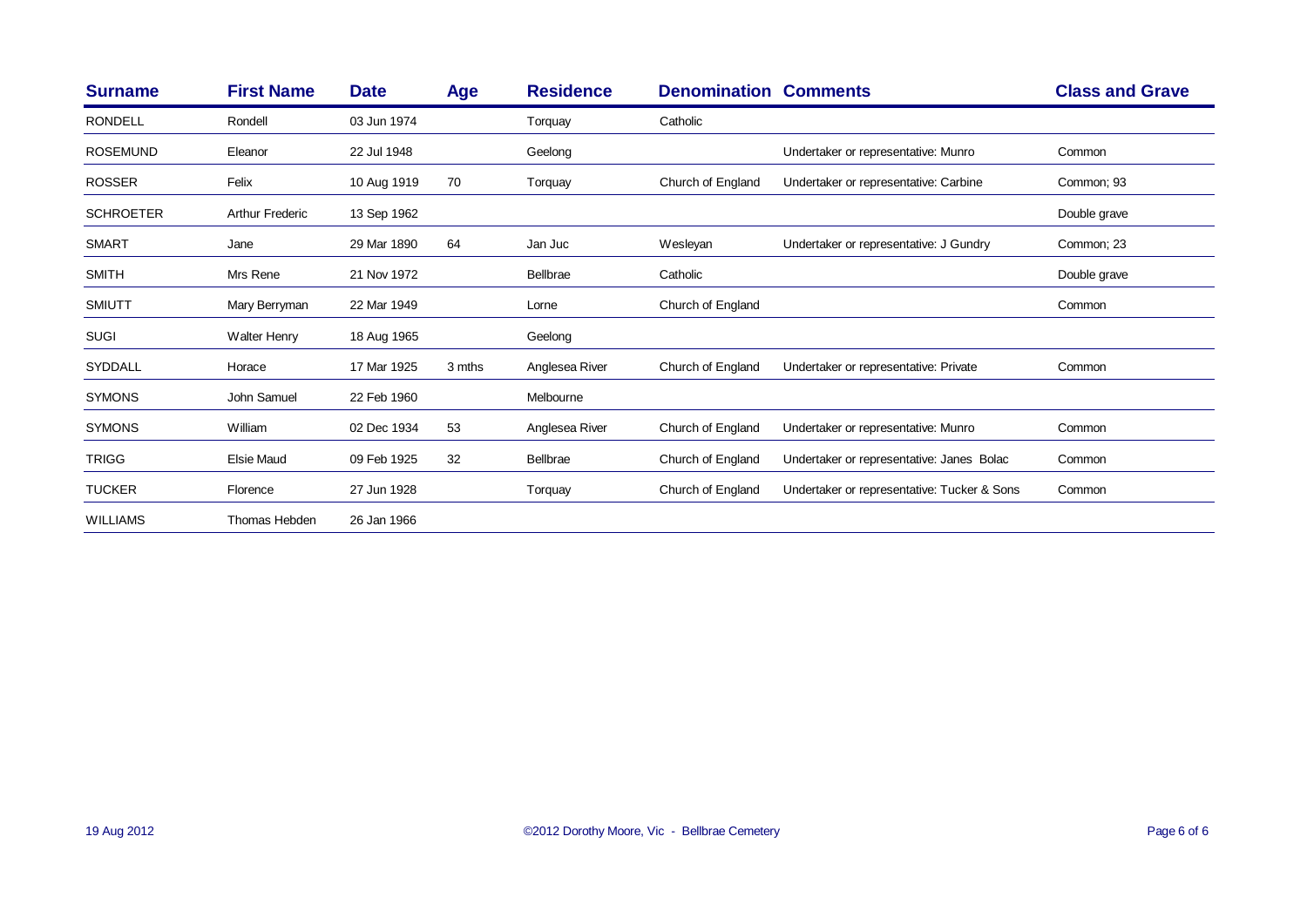| Surname | First Name | Date | Age | Residence | Denomination | Comments | Class and Grave |
|---|---|---|---|---|---|---|---|
| RONDELL | Rondell | 03 Jun 1974 | | Torquay | Catholic | | |
| ROSEMUND | Eleanor | 22 Jul 1948 | | Geelong | | Undertaker or representative: Munro | Common |
| ROSSER | Felix | 10 Aug 1919 | 70 | Torquay | Church of England | Undertaker or representative: Carbine | Common; 93 |
| SCHROETER | Arthur Frederic | 13 Sep 1962 | | | | | Double grave |
| SMART | Jane | 29 Mar 1890 | 64 | Jan Juc | Wesleyan | Undertaker or representative: J Gundry | Common; 23 |
| SMITH | Mrs Rene | 21 Nov 1972 | | Bellbrae | Catholic | | Double grave |
| SMIUTT | Mary Berryman | 22 Mar 1949 | | Lorne | Church of England | | Common |
| SUGI | Walter Henry | 18 Aug 1965 | | Geelong | | | |
| SYDDALL | Horace | 17 Mar 1925 | 3 mths | Anglesea River | Church of England | Undertaker or representative: Private | Common |
| SYMONS | John Samuel | 22 Feb 1960 | | Melbourne | | | |
| SYMONS | William | 02 Dec 1934 | 53 | Anglesea River | Church of England | Undertaker or representative: Munro | Common |
| TRIGG | Elsie Maud | 09 Feb 1925 | 32 | Bellbrae | Church of England | Undertaker or representative: Janes Bolac | Common |
| TUCKER | Florence | 27 Jun 1928 | | Torquay | Church of England | Undertaker or representative: Tucker & Sons | Common |
| WILLIAMS | Thomas Hebden | 26 Jan 1966 | | | | | |